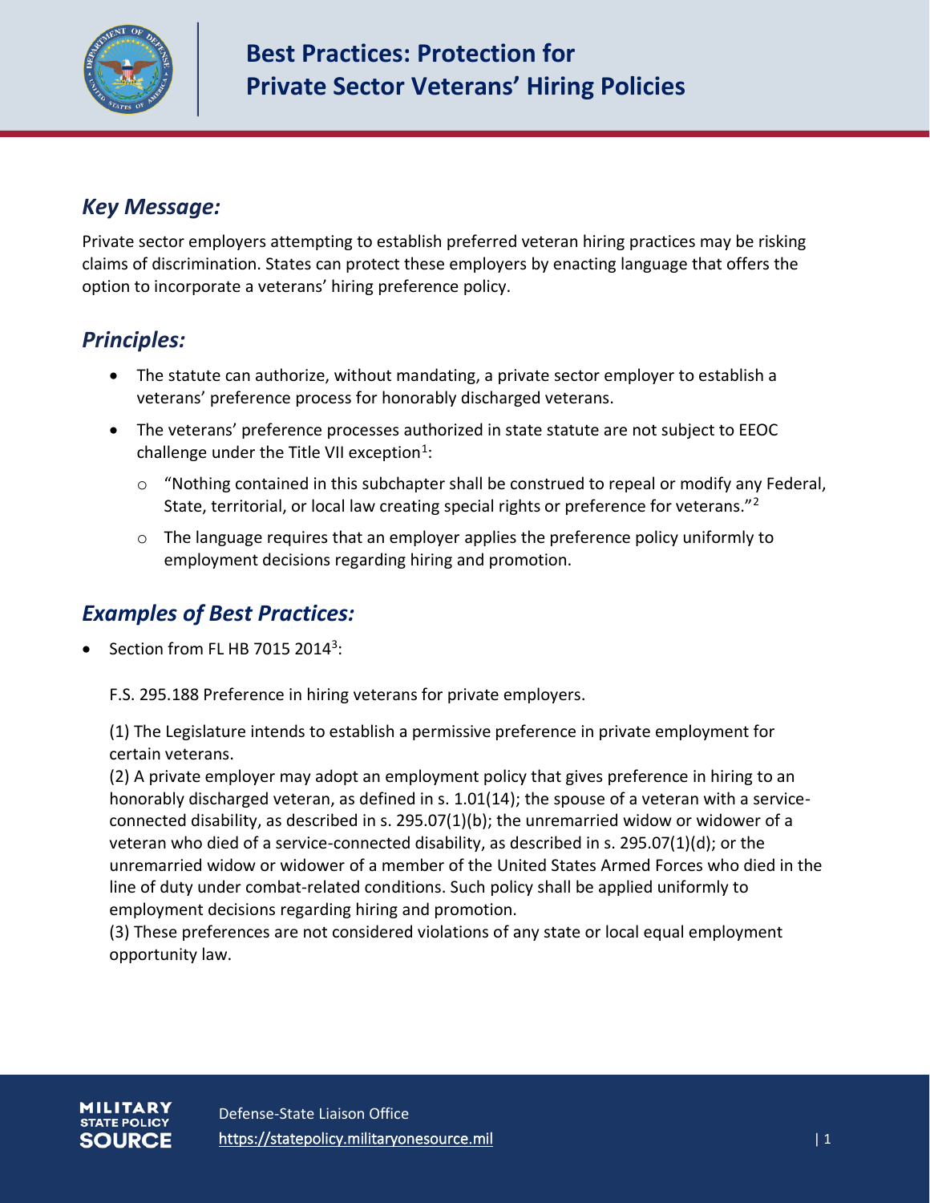# Best Practices: Protection for Private Sector Veterans' Hiring Policies

## *Key Message:*

Private sector employers attempting to establish preferred veteran hiring practices may be risking claims of discrimination. States can protect these employers by enacting language that offers the option to incorporate a veterans' hiring preference policy.

## *Principles:*

- The statute can authorize, without mandating, a private sector employer to establish a veterans' preference process for honorably discharged veterans.
- The veterans' preference processes authorized in state statute are not subject to EEOC challenge under the Title VII exception[1]:
  - "Nothing contained in this subchapter shall be construed to repeal or modify any Federal, State, territorial, or local law creating special rights or preference for veterans."[2]
  - The language requires that an employer applies the preference policy uniformly to employment decisions regarding hiring and promotion.

## *Examples of Best Practices:*

- Section from FL HB 7015 2014[3]:

  F.S. 295.188 Preference in hiring veterans for private employers.

  (1) The Legislature intends to establish a permissive preference in private employment for certain veterans.
  (2) A private employer may adopt an employment policy that gives preference in hiring to an honorably discharged veteran, as defined in s. 1.01(14); the spouse of a veteran with a service-connected disability, as described in s. 295.07(1)(b); the unremarried widow or widower of a veteran who died of a service-connected disability, as described in s. 295.07(1)(d); or the unremarried widow or widower of a member of the United States Armed Forces who died in the line of duty under combat-related conditions. Such policy shall be applied uniformly to employment decisions regarding hiring and promotion.
  (3) These preferences are not considered violations of any state or local equal employment opportunity law.

Defense-State Liaison Office
https://statepolicy.militaryonesource.mil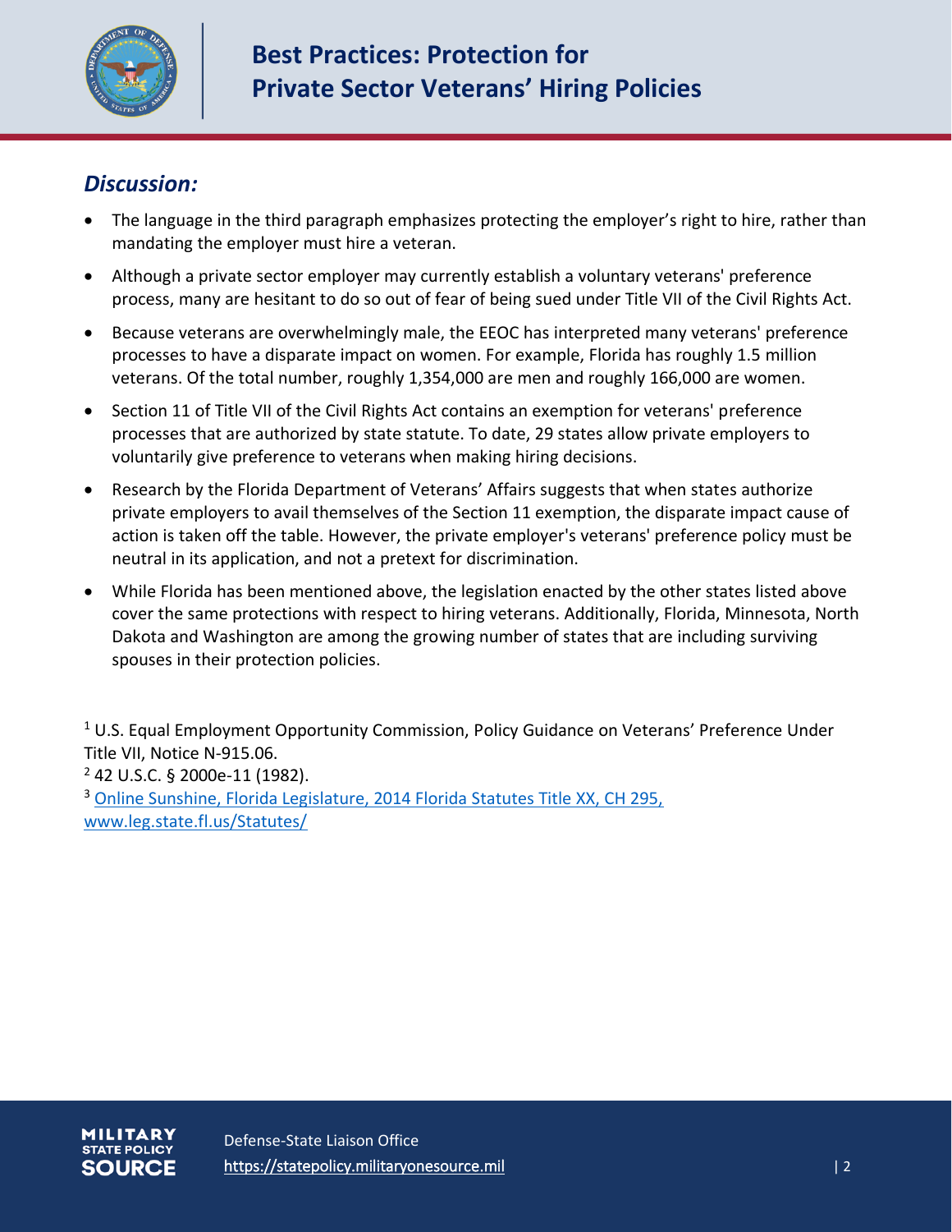## *Discussion:*

- The language in the third paragraph emphasizes protecting the employer's right to hire, rather than mandating the employer must hire a veteran.
- Although a private sector employer may currently establish a voluntary veterans' preference process, many are hesitant to do so out of fear of being sued under Title VII of the Civil Rights Act.
- Because veterans are overwhelmingly male, the EEOC has interpreted many veterans' preference processes to have a disparate impact on women. For example, Florida has roughly 1.5 million veterans. Of the total number, roughly 1,354,000 are men and roughly 166,000 are women.
- Section 11 of Title VII of the Civil Rights Act contains an exemption for veterans' preference processes that are authorized by state statute. To date, 29 states allow private employers to voluntarily give preference to veterans when making hiring decisions.
- Research by the Florida Department of Veterans' Affairs suggests that when states authorize private employers to avail themselves of the Section 11 exemption, the disparate impact cause of action is taken off the table. However, the private employer's veterans' preference policy must be neutral in its application, and not a pretext for discrimination.
- While Florida has been mentioned above, the legislation enacted by the other states listed above cover the same protections with respect to hiring veterans. Additionally, Florida, Minnesota, North Dakota and Washington are among the growing number of states that are including surviving spouses in their protection policies.

[1] U.S. Equal Employment Opportunity Commission, Policy Guidance on Veterans' Preference Under Title VII, Notice N-915.06.

[2] 42 U.S.C. § 2000e-11 (1982).

[3] [Online Sunshine, Florida Legislature, 2014 Florida Statutes Title XX, CH 295, www.leg.state.fl.us/Statutes/](http://www.leg.state.fl.us/Statutes/)